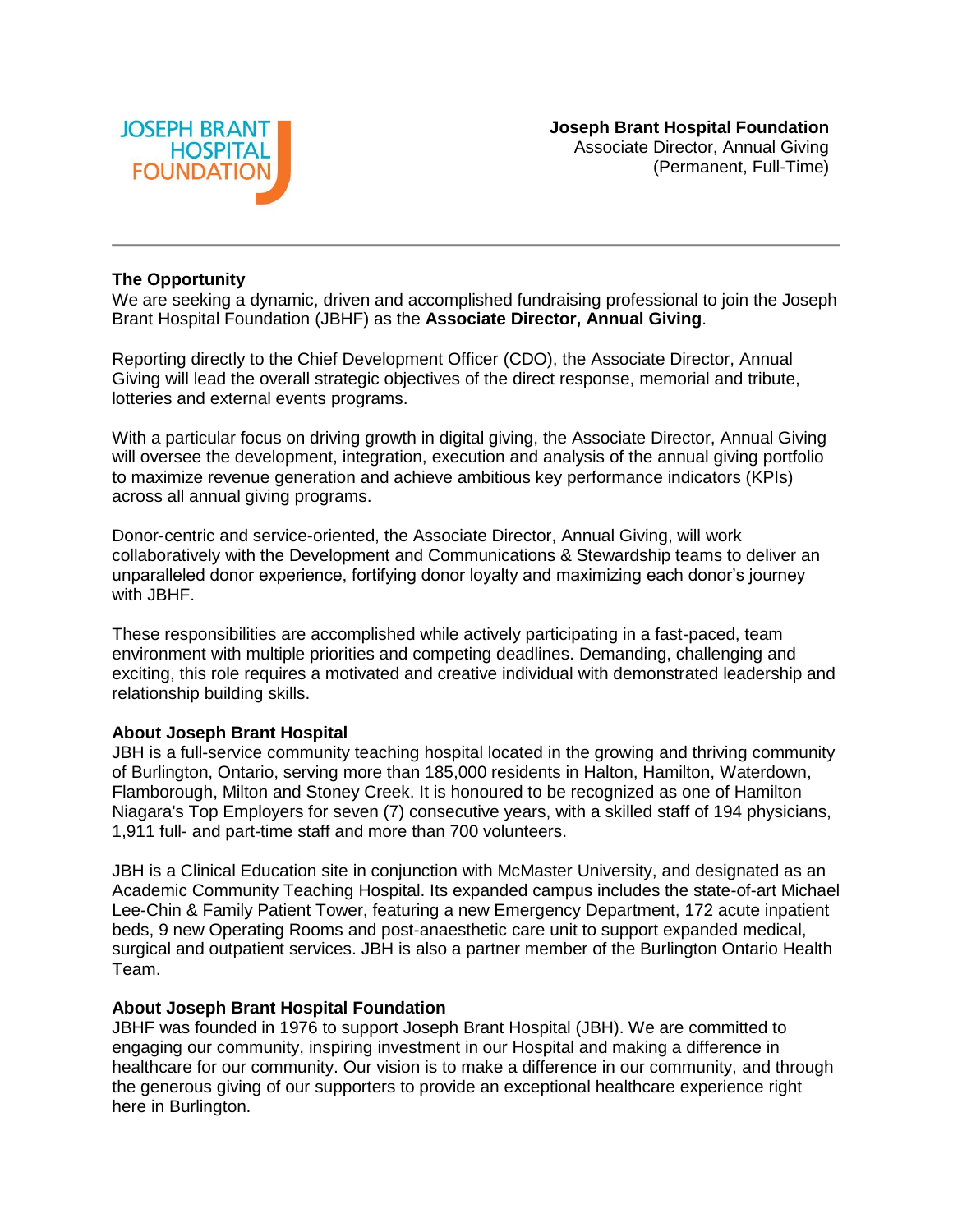JOSEPH BRANT HOSPITAL FOUNDATION

**Joseph Brant Hospital Foundation**
Associate Director, Annual Giving
(Permanent, Full-Time)

---

### The Opportunity

We are seeking a dynamic, driven and accomplished fundraising professional to join the Joseph Brant Hospital Foundation (JBHF) as the **Associate Director, Annual Giving**.

Reporting directly to the Chief Development Officer (CDO), the Associate Director, Annual Giving will lead the overall strategic objectives of the direct response, memorial and tribute, lotteries and external events programs.

With a particular focus on driving growth in digital giving, the Associate Director, Annual Giving will oversee the development, integration, execution and analysis of the annual giving portfolio to maximize revenue generation and achieve ambitious key performance indicators (KPIs) across all annual giving programs.

Donor-centric and service-oriented, the Associate Director, Annual Giving, will work collaboratively with the Development and Communications & Stewardship teams to deliver an unparalleled donor experience, fortifying donor loyalty and maximizing each donor's journey with JBHF.

These responsibilities are accomplished while actively participating in a fast-paced, team environment with multiple priorities and competing deadlines. Demanding, challenging and exciting, this role requires a motivated and creative individual with demonstrated leadership and relationship building skills.

### About Joseph Brant Hospital

JBH is a full-service community teaching hospital located in the growing and thriving community of Burlington, Ontario, serving more than 185,000 residents in Halton, Hamilton, Waterdown, Flamborough, Milton and Stoney Creek. It is honoured to be recognized as one of Hamilton Niagara's Top Employers for seven (7) consecutive years, with a skilled staff of 194 physicians, 1,911 full- and part-time staff and more than 700 volunteers.

JBH is a Clinical Education site in conjunction with McMaster University, and designated as an Academic Community Teaching Hospital. Its expanded campus includes the state-of-art Michael Lee-Chin & Family Patient Tower, featuring a new Emergency Department, 172 acute inpatient beds, 9 new Operating Rooms and post-anaesthetic care unit to support expanded medical, surgical and outpatient services. JBH is also a partner member of the Burlington Ontario Health Team.

### About Joseph Brant Hospital Foundation

JBHF was founded in 1976 to support Joseph Brant Hospital (JBH). We are committed to engaging our community, inspiring investment in our Hospital and making a difference in healthcare for our community. Our vision is to make a difference in our community, and through the generous giving of our supporters to provide an exceptional healthcare experience right here in Burlington.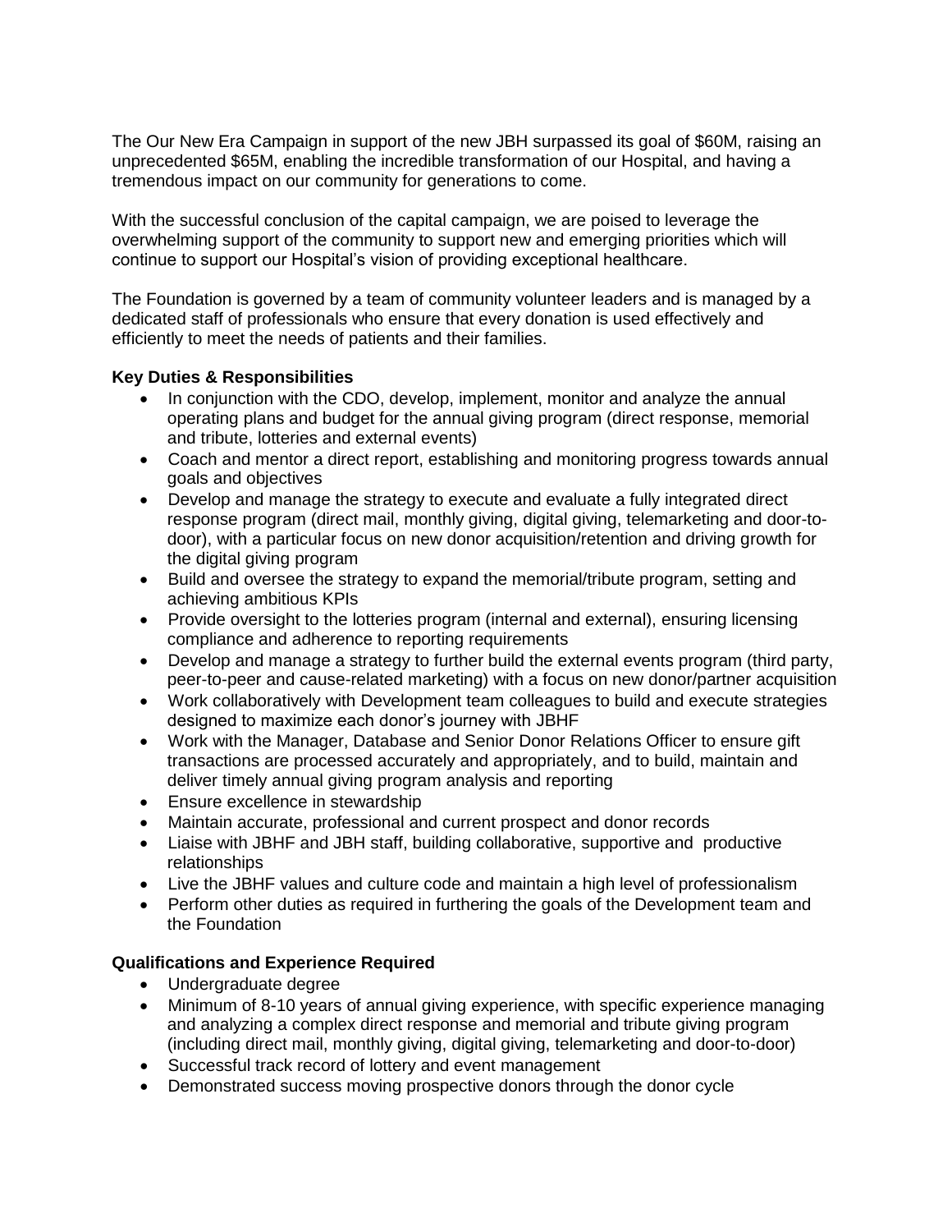The Our New Era Campaign in support of the new JBH surpassed its goal of $60M, raising an unprecedented $65M, enabling the incredible transformation of our Hospital, and having a tremendous impact on our community for generations to come.

With the successful conclusion of the capital campaign, we are poised to leverage the overwhelming support of the community to support new and emerging priorities which will continue to support our Hospital's vision of providing exceptional healthcare.

The Foundation is governed by a team of community volunteer leaders and is managed by a dedicated staff of professionals who ensure that every donation is used effectively and efficiently to meet the needs of patients and their families.

**Key Duties & Responsibilities**

- In conjunction with the CDO, develop, implement, monitor and analyze the annual operating plans and budget for the annual giving program (direct response, memorial and tribute, lotteries and external events)
- Coach and mentor a direct report, establishing and monitoring progress towards annual goals and objectives
- Develop and manage the strategy to execute and evaluate a fully integrated direct response program (direct mail, monthly giving, digital giving, telemarketing and door-to-door), with a particular focus on new donor acquisition/retention and driving growth for the digital giving program
- Build and oversee the strategy to expand the memorial/tribute program, setting and achieving ambitious KPIs
- Provide oversight to the lotteries program (internal and external), ensuring licensing compliance and adherence to reporting requirements
- Develop and manage a strategy to further build the external events program (third party, peer-to-peer and cause-related marketing) with a focus on new donor/partner acquisition
- Work collaboratively with Development team colleagues to build and execute strategies designed to maximize each donor's journey with JBHF
- Work with the Manager, Database and Senior Donor Relations Officer to ensure gift transactions are processed accurately and appropriately, and to build, maintain and deliver timely annual giving program analysis and reporting
- Ensure excellence in stewardship
- Maintain accurate, professional and current prospect and donor records
- Liaise with JBHF and JBH staff, building collaborative, supportive and productive relationships
- Live the JBHF values and culture code and maintain a high level of professionalism
- Perform other duties as required in furthering the goals of the Development team and the Foundation

**Qualifications and Experience Required**

- Undergraduate degree
- Minimum of 8-10 years of annual giving experience, with specific experience managing and analyzing a complex direct response and memorial and tribute giving program (including direct mail, monthly giving, digital giving, telemarketing and door-to-door)
- Successful track record of lottery and event management
- Demonstrated success moving prospective donors through the donor cycle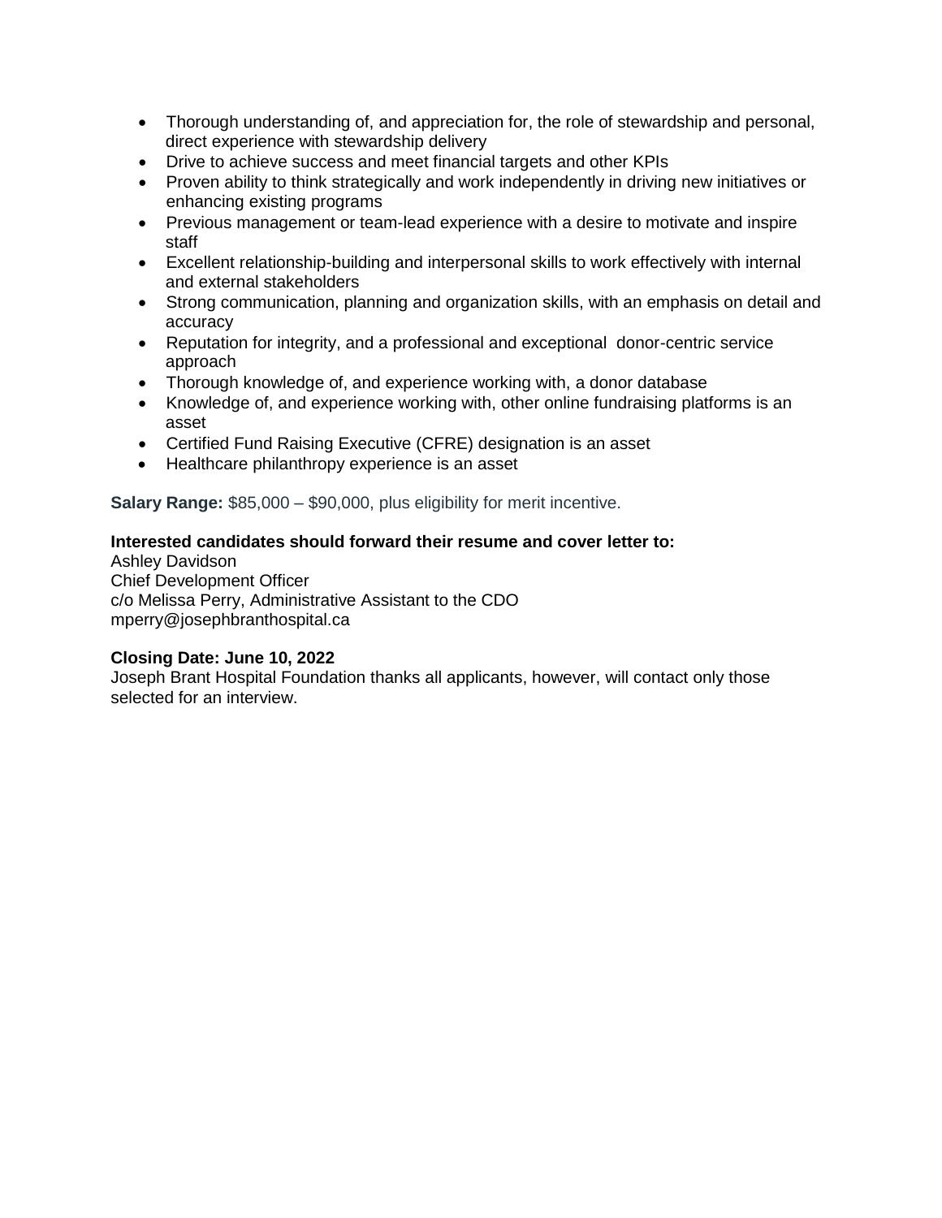- Thorough understanding of, and appreciation for, the role of stewardship and personal, direct experience with stewardship delivery
- Drive to achieve success and meet financial targets and other KPIs
- Proven ability to think strategically and work independently in driving new initiatives or enhancing existing programs
- Previous management or team-lead experience with a desire to motivate and inspire staff
- Excellent relationship-building and interpersonal skills to work effectively with internal and external stakeholders
- Strong communication, planning and organization skills, with an emphasis on detail and accuracy
- Reputation for integrity, and a professional and exceptional donor-centric service approach
- Thorough knowledge of, and experience working with, a donor database
- Knowledge of, and experience working with, other online fundraising platforms is an asset
- Certified Fund Raising Executive (CFRE) designation is an asset
- Healthcare philanthropy experience is an asset

**Salary Range:** $85,000 – $90,000, plus eligibility for merit incentive.

**Interested candidates should forward their resume and cover letter to:**
Ashley Davidson
Chief Development Officer
c/o Melissa Perry, Administrative Assistant to the CDO
mperry@josephbranthospital.ca

**Closing Date: June 10, 2022**
Joseph Brant Hospital Foundation thanks all applicants, however, will contact only those selected for an interview.